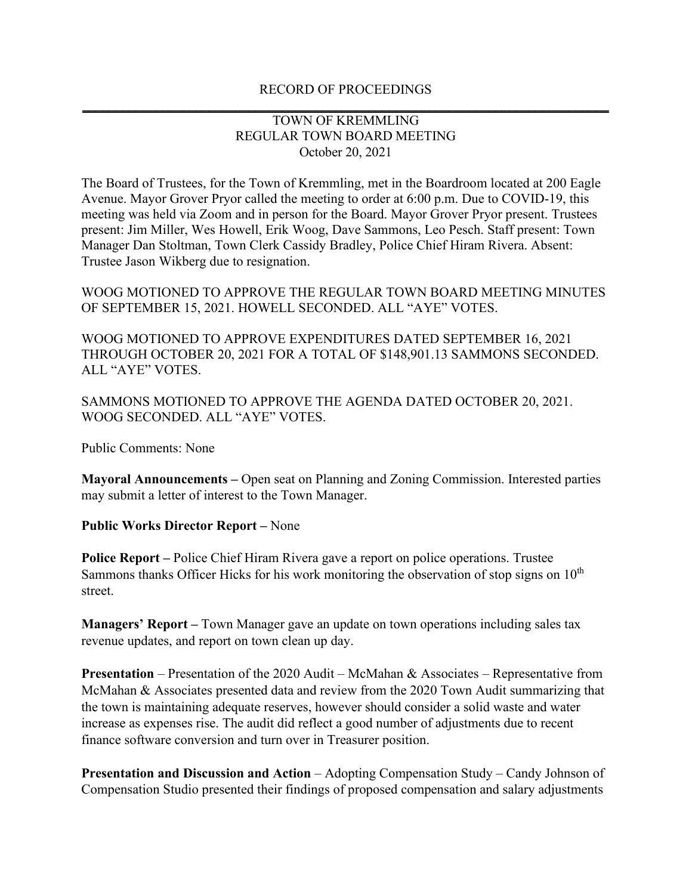RECORD OF PROCEEDINGS

TOWN OF KREMMLING
REGULAR TOWN BOARD MEETING
October 20, 2021

The Board of Trustees, for the Town of Kremmling, met in the Boardroom located at 200 Eagle Avenue. Mayor Grover Pryor called the meeting to order at 6:00 p.m. Due to COVID-19, this meeting was held via Zoom and in person for the Board. Mayor Grover Pryor present. Trustees present: Jim Miller, Wes Howell, Erik Woog, Dave Sammons, Leo Pesch. Staff present: Town Manager Dan Stoltman, Town Clerk Cassidy Bradley, Police Chief Hiram Rivera. Absent: Trustee Jason Wikberg due to resignation.

WOOG MOTIONED TO APPROVE THE REGULAR TOWN BOARD MEETING MINUTES OF SEPTEMBER 15, 2021. HOWELL SECONDED. ALL "AYE" VOTES.

WOOG MOTIONED TO APPROVE EXPENDITURES DATED SEPTEMBER 16, 2021 THROUGH OCTOBER 20, 2021 FOR A TOTAL OF $148,901.13 SAMMONS SECONDED. ALL "AYE" VOTES.

SAMMONS MOTIONED TO APPROVE THE AGENDA DATED OCTOBER 20, 2021. WOOG SECONDED. ALL "AYE" VOTES.

Public Comments: None

**Mayoral Announcements –** Open seat on Planning and Zoning Commission. Interested parties may submit a letter of interest to the Town Manager.

**Public Works Director Report –** None

**Police Report –** Police Chief Hiram Rivera gave a report on police operations. Trustee Sammons thanks Officer Hicks for his work monitoring the observation of stop signs on 10th street.

**Managers' Report –** Town Manager gave an update on town operations including sales tax revenue updates, and report on town clean up day.

**Presentation** – Presentation of the 2020 Audit – McMahan & Associates – Representative from McMahan & Associates presented data and review from the 2020 Town Audit summarizing that the town is maintaining adequate reserves, however should consider a solid waste and water increase as expenses rise. The audit did reflect a good number of adjustments due to recent finance software conversion and turn over in Treasurer position.

**Presentation and Discussion and Action** – Adopting Compensation Study – Candy Johnson of Compensation Studio presented their findings of proposed compensation and salary adjustments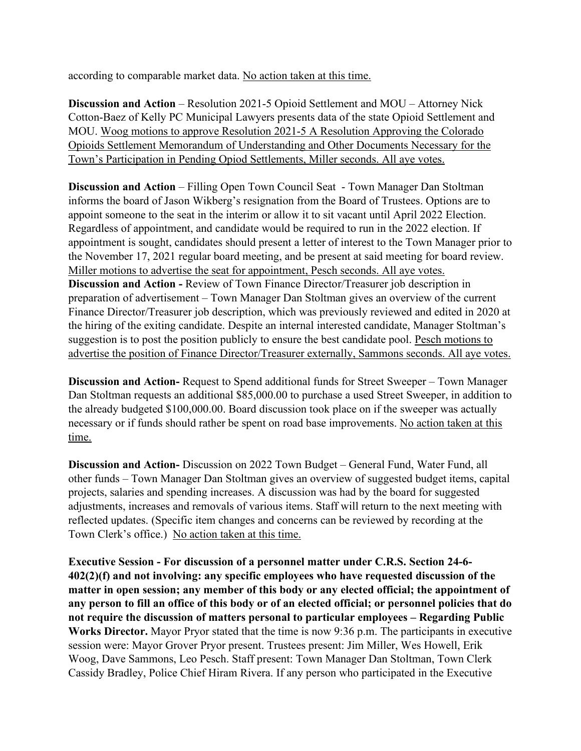according to comparable market data. <u>No action taken at this time.</u>

**Discussion and Action** – Resolution 2021-5 Opioid Settlement and MOU – Attorney Nick Cotton-Baez of Kelly PC Municipal Lawyers presents data of the state Opioid Settlement and MOU. <u>Woog motions to approve Resolution 2021-5 A Resolution Approving the Colorado Opioids Settlement Memorandum of Understanding and Other Documents Necessary for the Town's Participation in Pending Opiod Settlements, Miller seconds. All aye votes.</u>

**Discussion and Action** – Filling Open Town Council Seat - Town Manager Dan Stoltman informs the board of Jason Wikberg's resignation from the Board of Trustees. Options are to appoint someone to the seat in the interim or allow it to sit vacant until April 2022 Election. Regardless of appointment, and candidate would be required to run in the 2022 election. If appointment is sought, candidates should present a letter of interest to the Town Manager prior to the November 17, 2021 regular board meeting, and be present at said meeting for board review. <u>Miller motions to advertise the seat for appointment, Pesch seconds. All aye votes.</u>

**Discussion and Action -** Review of Town Finance Director/Treasurer job description in preparation of advertisement – Town Manager Dan Stoltman gives an overview of the current Finance Director/Treasurer job description, which was previously reviewed and edited in 2020 at the hiring of the exiting candidate. Despite an internal interested candidate, Manager Stoltman's suggestion is to post the position publicly to ensure the best candidate pool. <u>Pesch motions to advertise the position of Finance Director/Treasurer externally, Sammons seconds. All aye votes.</u>

**Discussion and Action-** Request to Spend additional funds for Street Sweeper – Town Manager Dan Stoltman requests an additional $85,000.00 to purchase a used Street Sweeper, in addition to the already budgeted $100,000.00. Board discussion took place on if the sweeper was actually necessary or if funds should rather be spent on road base improvements. <u>No action taken at this time.</u>

**Discussion and Action-** Discussion on 2022 Town Budget – General Fund, Water Fund, all other funds – Town Manager Dan Stoltman gives an overview of suggested budget items, capital projects, salaries and spending increases. A discussion was had by the board for suggested adjustments, increases and removals of various items. Staff will return to the next meeting with reflected updates. (Specific item changes and concerns can be reviewed by recording at the Town Clerk's office.) <u>No action taken at this time.</u>

**Executive Session - For discussion of a personnel matter under C.R.S. Section 24-6-402(2)(f) and not involving: any specific employees who have requested discussion of the matter in open session; any member of this body or any elected official; the appointment of any person to fill an office of this body or of an elected official; or personnel policies that do not require the discussion of matters personal to particular employees – Regarding Public Works Director.** Mayor Pryor stated that the time is now 9:36 p.m. The participants in executive session were: Mayor Grover Pryor present. Trustees present: Jim Miller, Wes Howell, Erik Woog, Dave Sammons, Leo Pesch. Staff present: Town Manager Dan Stoltman, Town Clerk Cassidy Bradley, Police Chief Hiram Rivera. If any person who participated in the Executive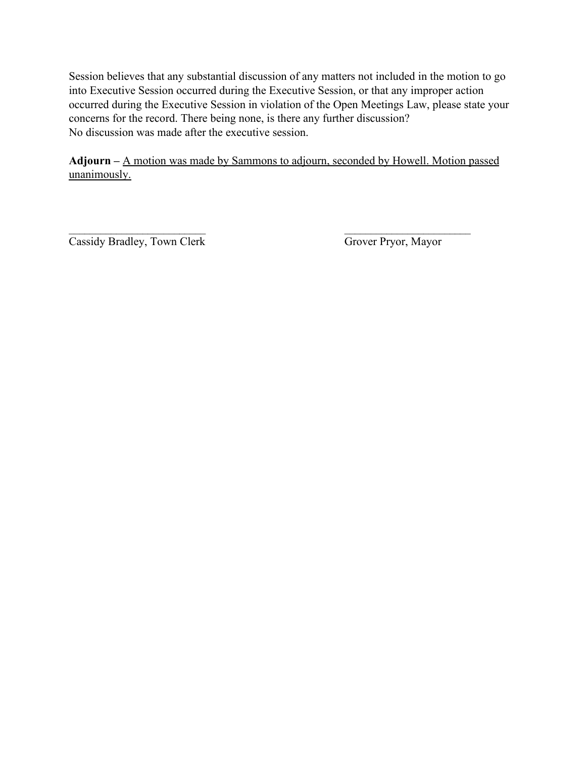Session believes that any substantial discussion of any matters not included in the motion to go into Executive Session occurred during the Executive Session, or that any improper action occurred during the Executive Session in violation of the Open Meetings Law, please state your concerns for the record. There being none, is there any further discussion?
No discussion was made after the executive session.

**Adjourn –** <u>A motion was made by Sammons to adjourn, seconded by Howell. Motion passed unanimously.</u>

| | |
|---|---|
| _________________________ | _______________________ |
| Cassidy Bradley, Town Clerk | Grover Pryor, Mayor |